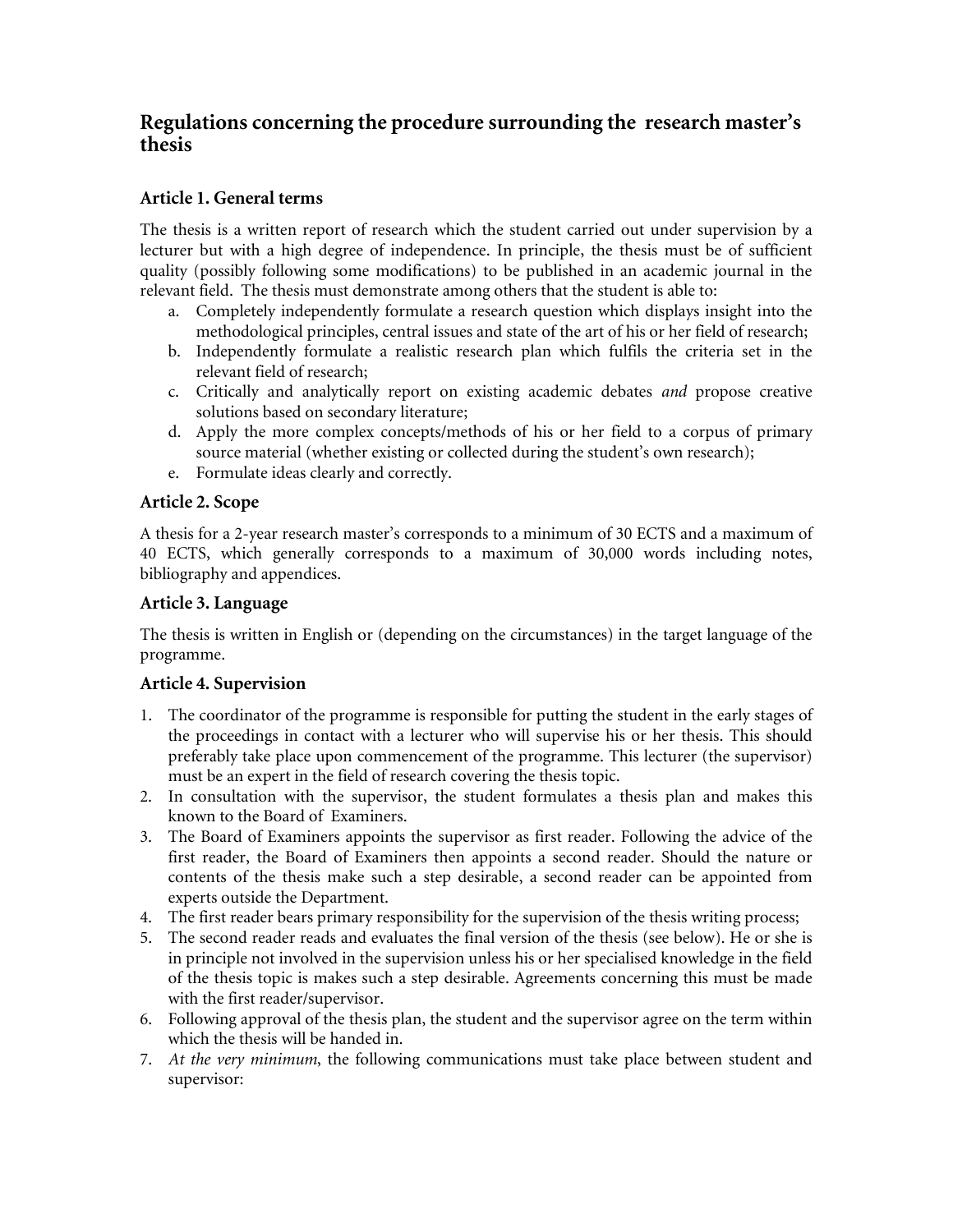## Regulations concerning the procedure surrounding the research master's thesis

### Article 1. General terms

The thesis is a written report of research which the student carried out under supervision by a lecturer but with a high degree of independence. In principle, the thesis must be of sufficient quality (possibly following some modifications) to be published in an academic journal in the relevant field. The thesis must demonstrate among others that the student is able to:

a. Completely independently formulate a research question which displays insight into the methodological principles, central issues and state of the art of his or her field of research;
b. Independently formulate a realistic research plan which fulfils the criteria set in the relevant field of research;
c. Critically and analytically report on existing academic debates *and* propose creative solutions based on secondary literature;
d. Apply the more complex concepts/methods of his or her field to a corpus of primary source material (whether existing or collected during the student's own research);
e. Formulate ideas clearly and correctly.

### Article 2. Scope

A thesis for a 2-year research master's corresponds to a minimum of 30 ECTS and a maximum of 40 ECTS, which generally corresponds to a maximum of 30,000 words including notes, bibliography and appendices.

### Article 3. Language

The thesis is written in English or (depending on the circumstances) in the target language of the programme.

### Article 4. Supervision

1. The coordinator of the programme is responsible for putting the student in the early stages of the proceedings in contact with a lecturer who will supervise his or her thesis. This should preferably take place upon commencement of the programme. This lecturer (the supervisor) must be an expert in the field of research covering the thesis topic.
2. In consultation with the supervisor, the student formulates a thesis plan and makes this known to the Board of Examiners.
3. The Board of Examiners appoints the supervisor as first reader. Following the advice of the first reader, the Board of Examiners then appoints a second reader. Should the nature or contents of the thesis make such a step desirable, a second reader can be appointed from experts outside the Department.
4. The first reader bears primary responsibility for the supervision of the thesis writing process;
5. The second reader reads and evaluates the final version of the thesis (see below). He or she is in principle not involved in the supervision unless his or her specialised knowledge in the field of the thesis topic is makes such a step desirable. Agreements concerning this must be made with the first reader/supervisor.
6. Following approval of the thesis plan, the student and the supervisor agree on the term within which the thesis will be handed in.
7. *At the very minimum*, the following communications must take place between student and supervisor: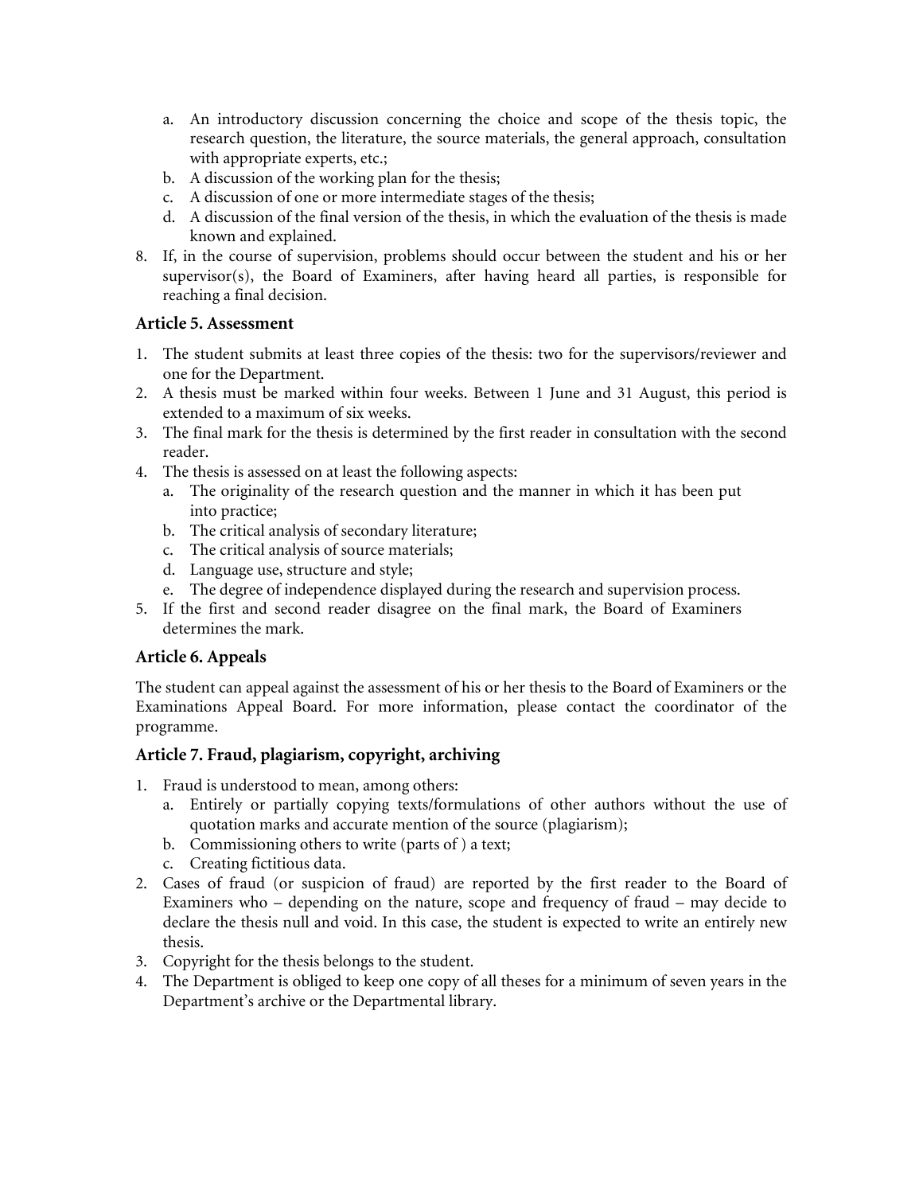a. An introductory discussion concerning the choice and scope of the thesis topic, the research question, the literature, the source materials, the general approach, consultation with appropriate experts, etc.;
   b. A discussion of the working plan for the thesis;
   c. A discussion of one or more intermediate stages of the thesis;
   d. A discussion of the final version of the thesis, in which the evaluation of the thesis is made known and explained.

8. If, in the course of supervision, problems should occur between the student and his or her supervisor(s), the Board of Examiners, after having heard all parties, is responsible for reaching a final decision.

### Article 5. Assessment

1. The student submits at least three copies of the thesis: two for the supervisors/reviewer and one for the Department.
2. A thesis must be marked within four weeks. Between 1 June and 31 August, this period is extended to a maximum of six weeks.
3. The final mark for the thesis is determined by the first reader in consultation with the second reader.
4. The thesis is assessed on at least the following aspects:
   a. The originality of the research question and the manner in which it has been put into practice;
   b. The critical analysis of secondary literature;
   c. The critical analysis of source materials;
   d. Language use, structure and style;
   e. The degree of independence displayed during the research and supervision process.
5. If the first and second reader disagree on the final mark, the Board of Examiners determines the mark.

### Article 6. Appeals

The student can appeal against the assessment of his or her thesis to the Board of Examiners or the Examinations Appeal Board. For more information, please contact the coordinator of the programme.

### Article 7. Fraud, plagiarism, copyright, archiving

1. Fraud is understood to mean, among others:
   a. Entirely or partially copying texts/formulations of other authors without the use of quotation marks and accurate mention of the source (plagiarism);
   b. Commissioning others to write (parts of ) a text;
   c. Creating fictitious data.
2. Cases of fraud (or suspicion of fraud) are reported by the first reader to the Board of Examiners who – depending on the nature, scope and frequency of fraud – may decide to declare the thesis null and void. In this case, the student is expected to write an entirely new thesis.
3. Copyright for the thesis belongs to the student.
4. The Department is obliged to keep one copy of all theses for a minimum of seven years in the Department's archive or the Departmental library.